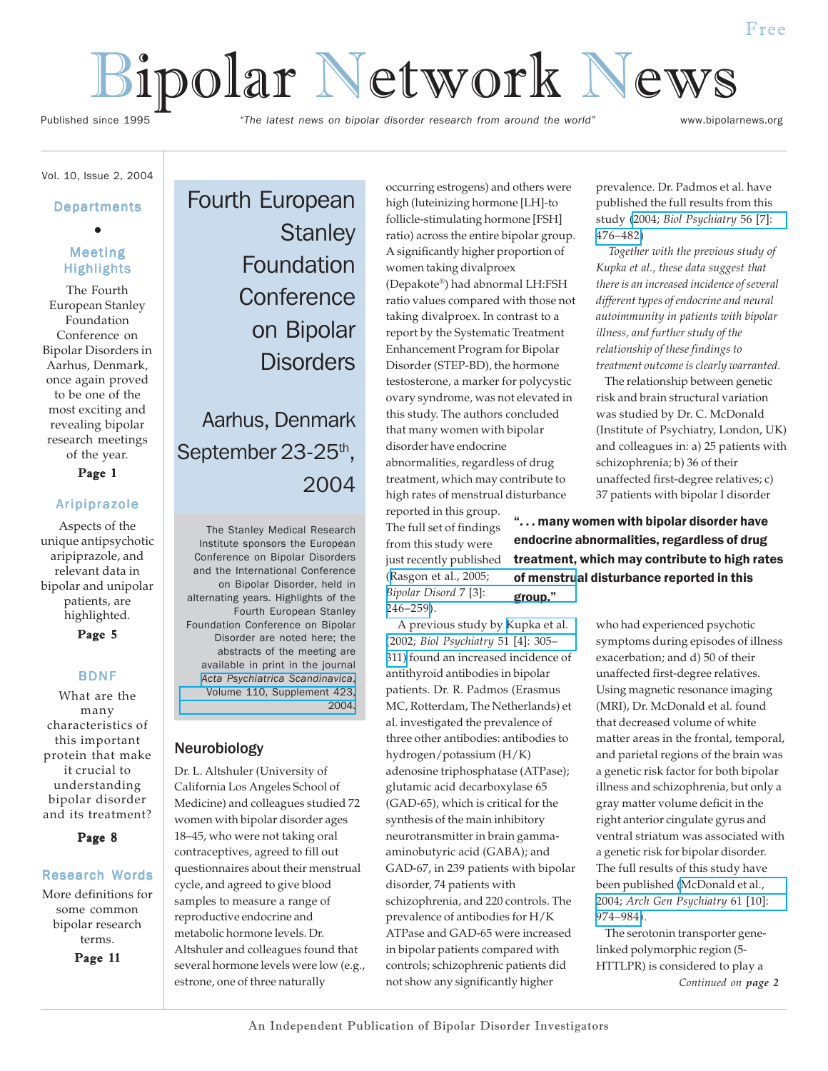Free

# Bipolar Network News

Published since 1995 — *"The latest news on bipolar disorder research from around the world"* — www.bipolarnews.org

Vol. 10, Issue 2, 2004

## Departments

•

### Meeting Highlights

The Fourth European Stanley Foundation Conference on Bipolar Disorders in Aarhus, Denmark, once again proved to be one of the most exciting and revealing bipolar research meetings of the year.

**Page 1**

### Aripiprazole

Aspects of the unique antipsychotic aripiprazole, and relevant data in bipolar and unipolar patients, are highlighted.

**Page 5**

### BDNF

What are the many characteristics of this important protein that make it crucial to understanding bipolar disorder and its treatment?

**Page 8**

### Research Words

More definitions for some common bipolar research terms.

**Page 11**

# Fourth European Stanley Foundation Conference on Bipolar Disorders

## Aarhus, Denmark September 23-25th, 2004

The Stanley Medical Research Institute sponsors the European Conference on Bipolar Disorders and the International Conference on Bipolar Disorder, held in alternating years. Highlights of the Fourth European Stanley Foundation Conference on Bipolar Disorder are noted here; the abstracts of the meeting are available in print in the journal *Acta Psychiatrica Scandinavica*, Volume 110, Supplement 423, 2004.

## Neurobiology

Dr. L. Altshuler (University of California Los Angeles School of Medicine) and colleagues studied 72 women with bipolar disorder ages 18–45, who were not taking oral contraceptives, agreed to fill out questionnaires about their menstrual cycle, and agreed to give blood samples to measure a range of reproductive endocrine and metabolic hormone levels. Dr. Altshuler and colleagues found that several hormone levels were low (e.g., estrone, one of three naturally occurring estrogens) and others were high (luteinizing hormone [LH]-to follicle-stimulating hormone [FSH] ratio) across the entire bipolar group. A significantly higher proportion of women taking divalproex (Depakote®) had abnormal LH:FSH ratio values compared with those not taking divalproex. In contrast to a report by the Systematic Treatment Enhancement Program for Bipolar Disorder (STEP-BD), the hormone testosterone, a marker for polycystic ovary syndrome, was not elevated in this study. The authors concluded that many women with bipolar disorder have endocrine abnormalities, regardless of drug treatment, which may contribute to high rates of menstrual disturbance reported in this group. The full set of findings from this study were just recently published (Rasgon et al., 2005; *Bipolar Disord* 7 [3]: 246–259).

> **"... many women with bipolar disorder have endocrine abnormalities, regardless of drug treatment, which may contribute to high rates of menstrual disturbance reported in this group."**

A previous study by Kupka et al. (2002; *Biol Psychiatry* 51 [4]: 305–311) found an increased incidence of antithyroid antibodies in bipolar patients. Dr. R. Padmos (Erasmus MC, Rotterdam, The Netherlands) et al. investigated the prevalence of three other antibodies: antibodies to hydrogen/potassium (H/K) adenosine triphosphatase (ATPase); glutamic acid decarboxylase 65 (GAD-65), which is critical for the synthesis of the main inhibitory neurotransmitter in brain gamma-aminobutyric acid (GABA); and GAD-67, in 239 patients with bipolar disorder, 74 patients with schizophrenia, and 220 controls. The prevalence of antibodies for H/K ATPase and GAD-65 were increased in bipolar patients compared with controls; schizophrenic patients did not show any significantly higher prevalence. Dr. Padmos et al. have published the full results from this study (2004; *Biol Psychiatry* 56 [7]: 476–482).

*Together with the previous study of Kupka et al., these data suggest that there is an increased incidence of several different types of endocrine and neural autoimmunity in patients with bipolar illness, and further study of the relationship of these findings to treatment outcome is clearly warranted.*

The relationship between genetic risk and brain structural variation was studied by Dr. C. McDonald (Institute of Psychiatry, London, UK) and colleagues in: a) 25 patients with schizophrenia; b) 36 of their unaffected first-degree relatives; c) 37 patients with bipolar I disorder who had experienced psychotic symptoms during episodes of illness exacerbation; and d) 50 of their unaffected first-degree relatives. Using magnetic resonance imaging (MRI), Dr. McDonald et al. found that decreased volume of white matter areas in the frontal, temporal, and parietal regions of the brain was a genetic risk factor for both bipolar illness and schizophrenia, but only a gray matter volume deficit in the right anterior cingulate gyrus and ventral striatum was associated with a genetic risk for bipolar disorder. The full results of this study have been published (McDonald et al., 2004; *Arch Gen Psychiatry* 61 [10]: 974–984).

The serotonin transporter gene-linked polymorphic region (5-HTTLPR) is considered to play a

*Continued on* ***page 2***

An Independent Publication of Bipolar Disorder Investigators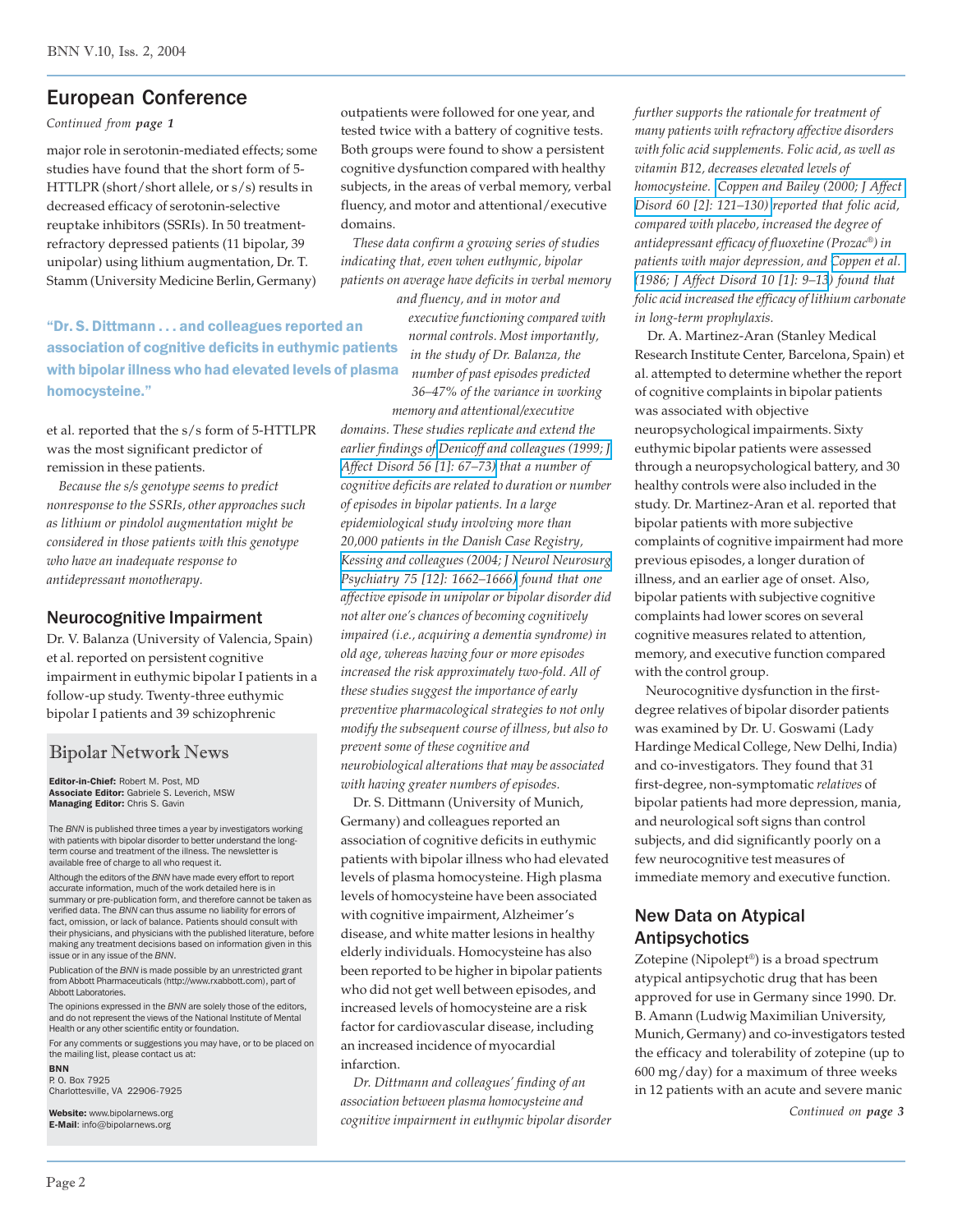## European Conference

*Continued from* ***page 1***

major role in serotonin-mediated effects; some studies have found that the short form of 5-HTTLPR (short/short allele, or s/s) results in decreased efficacy of serotonin-selective reuptake inhibitors (SSRIs). In 50 treatment-refractory depressed patients (11 bipolar, 39 unipolar) using lithium augmentation, Dr. T. Stamm (University Medicine Berlin, Germany) et al. reported that the s/s form of 5-HTTLPR was the most significant predictor of remission in these patients.

*Because the s/s genotype seems to predict nonresponse to the SSRIs, other approaches such as lithium or pindolol augmentation might be considered in those patients with this genotype who have an inadequate response to antidepressant monotherapy.*

### Neurocognitive Impairment

Dr. V. Balanza (University of Valencia, Spain) et al. reported on persistent cognitive impairment in euthymic bipolar I patients in a follow-up study. Twenty-three euthymic bipolar I patients and 39 schizophrenic outpatients were followed for one year, and tested twice with a battery of cognitive tests. Both groups were found to show a persistent cognitive dysfunction compared with healthy subjects, in the areas of verbal memory, verbal fluency, and motor and attentional/executive domains.

*These data confirm a growing series of studies indicating that, even when euthymic, bipolar patients on average have deficits in verbal memory and fluency, and in motor and executive functioning compared with normal controls. Most importantly, in the study of Dr. Balanza, the number of past episodes predicted 36–47% of the variance in working memory and attentional/executive domains. These studies replicate and extend the earlier findings of Denicoff and colleagues (1999; J Affect Disord 56 [1]: 67–73) that a number of cognitive deficits are related to duration or number of episodes in bipolar patients. In a large epidemiological study involving more than 20,000 patients in the Danish Case Registry, Kessing and colleagues (2004; J Neurol Neurosurg Psychiatry 75 [12]: 1662–1666) found that one affective episode in unipolar or bipolar disorder did not alter one's chances of becoming cognitively impaired (i.e., acquiring a dementia syndrome) in old age, whereas having four or more episodes increased the risk approximately two-fold. All of these studies suggest the importance of early preventive pharmacological strategies to not only modify the subsequent course of illness, but also to prevent some of these cognitive and neurobiological alterations that may be associated with having greater numbers of episodes.*

> **"Dr. S. Dittmann . . . and colleagues reported an association of cognitive deficits in euthymic patients with bipolar illness who had elevated levels of plasma homocysteine."**

Dr. S. Dittmann (University of Munich, Germany) and colleagues reported an association of cognitive deficits in euthymic patients with bipolar illness who had elevated levels of plasma homocysteine. High plasma levels of homocysteine have been associated with cognitive impairment, Alzheimer's disease, and white matter lesions in healthy elderly individuals. Homocysteine has also been reported to be higher in bipolar patients who did not get well between episodes, and increased levels of homocysteine are a risk factor for cardiovascular disease, including an increased incidence of myocardial infarction.

*Dr. Dittmann and colleagues' finding of an association between plasma homocysteine and cognitive impairment in euthymic bipolar disorder further supports the rationale for treatment of many patients with refractory affective disorders with folic acid supplements. Folic acid, as well as vitamin B12, decreases elevated levels of homocysteine. Coppen and Bailey (2000; J Affect Disord 60 [2]: 121–130) reported that folic acid, compared with placebo, increased the degree of antidepressant efficacy of fluoxetine (Prozac®) in patients with major depression, and Coppen et al. (1986; J Affect Disord 10 [1]: 9–13) found that folic acid increased the efficacy of lithium carbonate in long-term prophylaxis.*

Dr. A. Martinez-Aran (Stanley Medical Research Institute Center, Barcelona, Spain) et al. attempted to determine whether the report of cognitive complaints in bipolar patients was associated with objective neuropsychological impairments. Sixty euthymic bipolar patients were assessed through a neuropsychological battery, and 30 healthy controls were also included in the study. Dr. Martinez-Aran et al. reported that bipolar patients with more subjective complaints of cognitive impairment had more previous episodes, a longer duration of illness, and an earlier age of onset. Also, bipolar patients with subjective cognitive complaints had lower scores on several cognitive measures related to attention, memory, and executive function compared with the control group.

Neurocognitive dysfunction in the first-degree relatives of bipolar disorder patients was examined by Dr. U. Goswami (Lady Hardinge Medical College, New Delhi, India) and co-investigators. They found that 31 first-degree, non-symptomatic *relatives* of bipolar patients had more depression, mania, and neurological soft signs than control subjects, and did significantly poorly on a few neurocognitive test measures of immediate memory and executive function.

### New Data on Atypical Antipsychotics

Zotepine (Nipolept®) is a broad spectrum atypical antipsychotic drug that has been approved for use in Germany since 1990. Dr. B. Amann (Ludwig Maximilian University, Munich, Germany) and co-investigators tested the efficacy and tolerability of zotepine (up to 600 mg/day) for a maximum of three weeks in 12 patients with an acute and severe manic

*Continued on* ***page 3***

---

## Bipolar Network News

**Editor-in-Chief:** Robert M. Post, MD
**Associate Editor:** Gabriele S. Leverich, MSW
**Managing Editor:** Chris S. Gavin

The *BNN* is published three times a year by investigators working with patients with bipolar disorder to better understand the long-term course and treatment of the illness. The newsletter is available free of charge to all who request it.

Although the editors of the *BNN* have made every effort to report accurate information, much of the work detailed here is in summary or pre-publication form, and therefore cannot be taken as verified data. The *BNN* can thus assume no liability for errors of fact, omission, or lack of balance. Patients should consult with their physicians, and physicians with the published literature, before making any treatment decisions based on information given in this issue or in any issue of the *BNN*.

Publication of the *BNN* is made possible by an unrestricted grant from Abbott Pharmaceuticals (http://www.rxabbott.com), part of Abbott Laboratories.

The opinions expressed in the *BNN* are solely those of the editors, and do not represent the views of the National Institute of Mental Health or any other scientific entity or foundation.

For any comments or suggestions you may have, or to be placed on the mailing list, please contact us at:

**BNN**
P. O. Box 7925
Charlottesville, VA 22906-7925

**Website:** www.bipolarnews.org
**E-Mail:** info@bipolarnews.org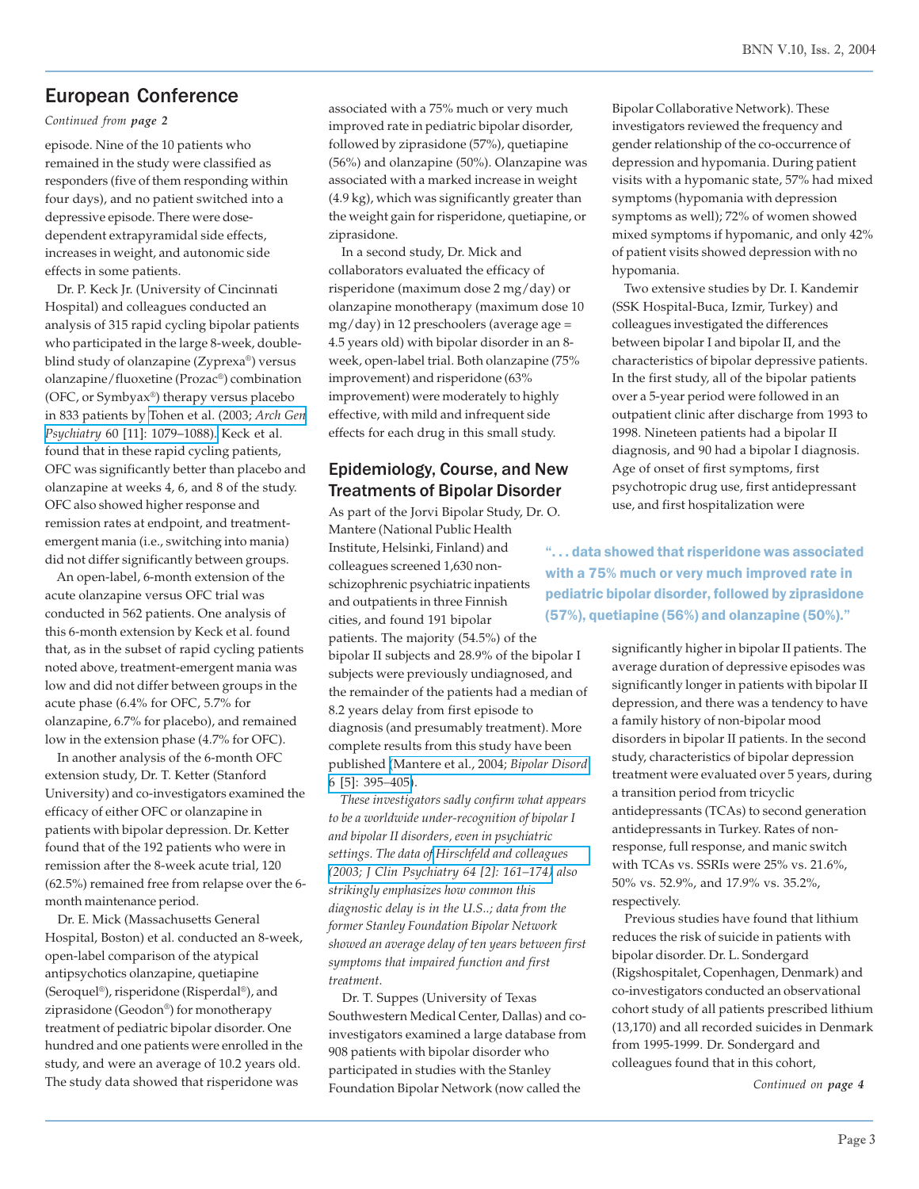## European Conference

*Continued from* ***page 2***

episode. Nine of the 10 patients who remained in the study were classified as responders (five of them responding within four days), and no patient switched into a depressive episode. There were dose-dependent extrapyramidal side effects, increases in weight, and autonomic side effects in some patients.

Dr. P. Keck Jr. (University of Cincinnati Hospital) and colleagues conducted an analysis of 315 rapid cycling bipolar patients who participated in the large 8-week, double-blind study of olanzapine (Zyprexa®) versus olanzapine/fluoxetine (Prozac®) combination (OFC, or Symbyax®) therapy versus placebo in 833 patients by Tohen et al. (2003; *Arch Gen Psychiatry* 60 [11]: 1079–1088). Keck et al. found that in these rapid cycling patients, OFC was significantly better than placebo and olanzapine at weeks 4, 6, and 8 of the study. OFC also showed higher response and remission rates at endpoint, and treatment-emergent mania (i.e., switching into mania) did not differ significantly between groups.

An open-label, 6-month extension of the acute olanzapine versus OFC trial was conducted in 562 patients. One analysis of this 6-month extension by Keck et al. found that, as in the subset of rapid cycling patients noted above, treatment-emergent mania was low and did not differ between groups in the acute phase (6.4% for OFC, 5.7% for olanzapine, 6.7% for placebo), and remained low in the extension phase (4.7% for OFC).

In another analysis of the 6-month OFC extension study, Dr. T. Ketter (Stanford University) and co-investigators examined the efficacy of either OFC or olanzapine in patients with bipolar depression. Dr. Ketter found that of the 192 patients who were in remission after the 8-week acute trial, 120 (62.5%) remained free from relapse over the 6-month maintenance period.

Dr. E. Mick (Massachusetts General Hospital, Boston) et al. conducted an 8-week, open-label comparison of the atypical antipsychotics olanzapine, quetiapine (Seroquel®), risperidone (Risperdal®), and ziprasidone (Geodon®) for monotherapy treatment of pediatric bipolar disorder. One hundred and one patients were enrolled in the study, and were an average of 10.2 years old. The study data showed that risperidone was associated with a 75% much or very much improved rate in pediatric bipolar disorder, followed by ziprasidone (57%), quetiapine (56%) and olanzapine (50%). Olanzapine was associated with a marked increase in weight (4.9 kg), which was significantly greater than the weight gain for risperidone, quetiapine, or ziprasidone.

In a second study, Dr. Mick and collaborators evaluated the efficacy of risperidone (maximum dose 2 mg/day) or olanzapine monotherapy (maximum dose 10 mg/day) in 12 preschoolers (average age = 4.5 years old) with bipolar disorder in an 8-week, open-label trial. Both olanzapine (75% improvement) and risperidone (63% improvement) were moderately to highly effective, with mild and infrequent side effects for each drug in this small study.

### Epidemiology, Course, and New Treatments of Bipolar Disorder

As part of the Jorvi Bipolar Study, Dr. O. Mantere (National Public Health Institute, Helsinki, Finland) and colleagues screened 1,630 non-schizophrenic psychiatric inpatients and outpatients in three Finnish cities, and found 191 bipolar patients. The majority (54.5%) of the bipolar II subjects and 28.9% of the bipolar I subjects were previously undiagnosed, and the remainder of the patients had a median of 8.2 years delay from first episode to diagnosis (and presumably treatment). More complete results from this study have been published (Mantere et al., 2004; *Bipolar Disord* 6 [5]: 395–405).

*These investigators sadly confirm what appears to be a worldwide under-recognition of bipolar I and bipolar II disorders, even in psychiatric settings. The data of Hirschfeld and colleagues (2003; J Clin Psychiatry 64 [2]: 161–174) also strikingly emphasizes how common this diagnostic delay is in the U.S..; data from the former Stanley Foundation Bipolar Network showed an average delay of ten years between first symptoms that impaired function and first treatment.*

Dr. T. Suppes (University of Texas Southwestern Medical Center, Dallas) and co-investigators examined a large database from 908 patients with bipolar disorder who participated in studies with the Stanley Foundation Bipolar Network (now called the Bipolar Collaborative Network). These investigators reviewed the frequency and gender relationship of the co-occurrence of depression and hypomania. During patient visits with a hypomanic state, 57% had mixed symptoms (hypomania with depression symptoms as well); 72% of women showed mixed symptoms if hypomanic, and only 42% of patient visits showed depression with no hypomania.

Two extensive studies by Dr. I. Kandemir (SSK Hospital-Buca, Izmir, Turkey) and colleagues investigated the differences between bipolar I and bipolar II, and the characteristics of bipolar depressive patients. In the first study, all of the bipolar patients over a 5-year period were followed in an outpatient clinic after discharge from 1993 to 1998. Nineteen patients had a bipolar II diagnosis, and 90 had a bipolar I diagnosis. Age of onset of first symptoms, first psychotropic drug use, first antidepressant use, and first hospitalization were significantly higher in bipolar II patients. The average duration of depressive episodes was significantly longer in patients with bipolar II depression, and there was a tendency to have a family history of non-bipolar mood disorders in bipolar II patients. In the second study, characteristics of bipolar depression treatment were evaluated over 5 years, during a transition period from tricyclic antidepressants (TCAs) to second generation antidepressants in Turkey. Rates of non-response, full response, and manic switch with TCAs vs. SSRIs were 25% vs. 21.6%, 50% vs. 52.9%, and 17.9% vs. 35.2%, respectively.

> **". . . data showed that risperidone was associated with a 75% much or very much improved rate in pediatric bipolar disorder, followed by ziprasidone (57%), quetiapine (56%) and olanzapine (50%)."**

Previous studies have found that lithium reduces the risk of suicide in patients with bipolar disorder. Dr. L. Sondergard (Rigshospitalet, Copenhagen, Denmark) and co-investigators conducted an observational cohort study of all patients prescribed lithium (13,170) and all recorded suicides in Denmark from 1995-1999. Dr. Sondergard and colleagues found that in this cohort,

*Continued on* ***page 4***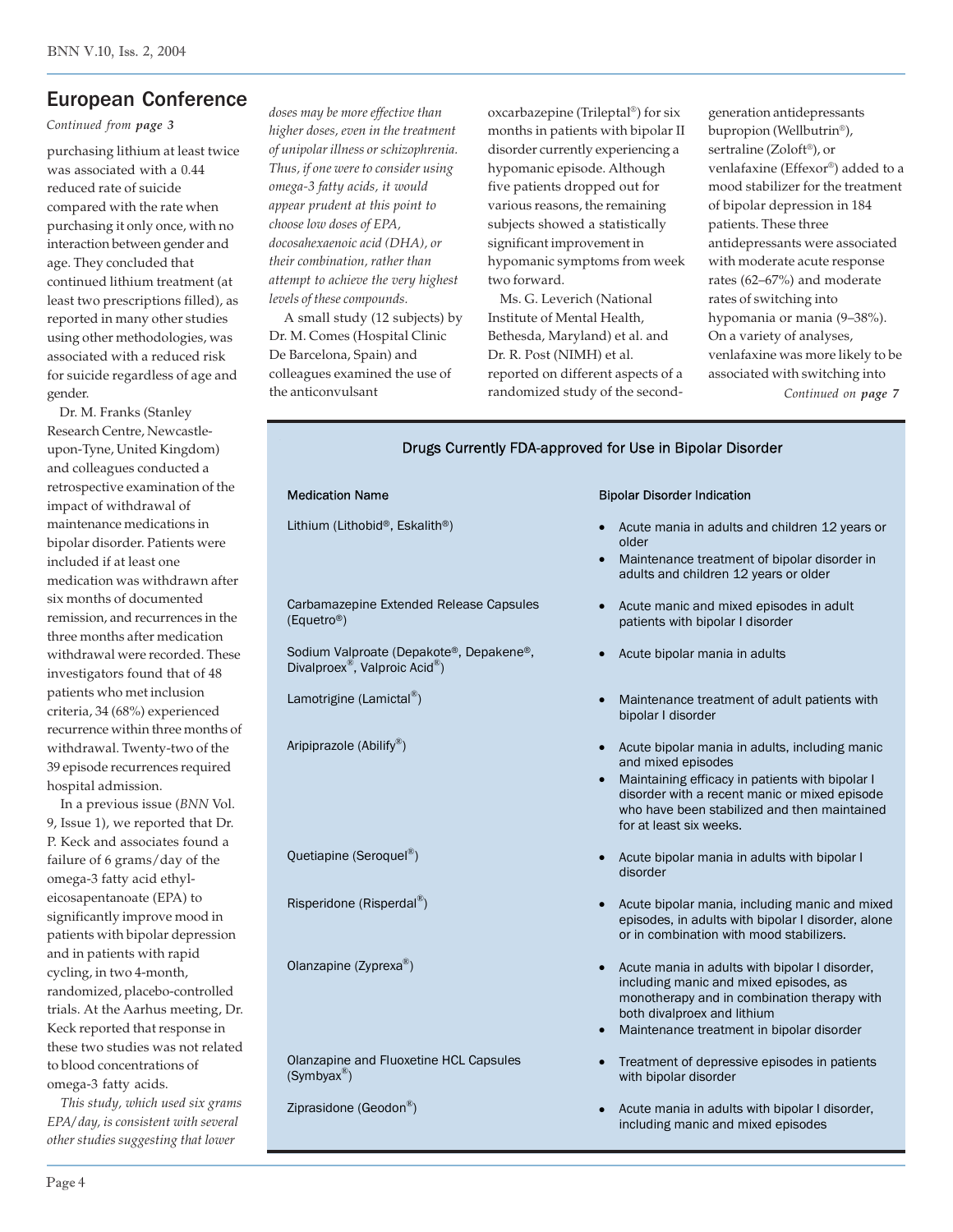## European Conference

*Continued from page 3*

purchasing lithium at least twice was associated with a 0.44 reduced rate of suicide compared with the rate when purchasing it only once, with no interaction between gender and age. They concluded that continued lithium treatment (at least two prescriptions filled), as reported in many other studies using other methodologies, was associated with a reduced risk for suicide regardless of age and gender.

Dr. M. Franks (Stanley Research Centre, Newcastle-upon-Tyne, United Kingdom) and colleagues conducted a retrospective examination of the impact of withdrawal of maintenance medications in bipolar disorder. Patients were included if at least one medication was withdrawn after six months of documented remission, and recurrences in the three months after medication withdrawal were recorded. These investigators found that of 48 patients who met inclusion criteria, 34 (68%) experienced recurrence within three months of withdrawal. Twenty-two of the 39 episode recurrences required hospital admission.

In a previous issue (*BNN* Vol. 9, Issue 1), we reported that Dr. P. Keck and associates found a failure of 6 grams/day of the omega-3 fatty acid ethyl-eicosapentanoate (EPA) to significantly improve mood in patients with bipolar depression and in patients with rapid cycling, in two 4-month, randomized, placebo-controlled trials. At the Aarhus meeting, Dr. Keck reported that response in these two studies was not related to blood concentrations of omega-3 fatty acids.

*This study, which used six grams EPA/day, is consistent with several other studies suggesting that lower doses may be more effective than higher doses, even in the treatment of unipolar illness or schizophrenia. Thus, if one were to consider using omega-3 fatty acids, it would appear prudent at this point to choose low doses of EPA, docosahexaenoic acid (DHA), or their combination, rather than attempt to achieve the very highest levels of these compounds.*

A small study (12 subjects) by Dr. M. Comes (Hospital Clinic De Barcelona, Spain) and colleagues examined the use of the anticonvulsant oxcarbazepine (Trileptal®) for six months in patients with bipolar II disorder currently experiencing a hypomanic episode. Although five patients dropped out for various reasons, the remaining subjects showed a statistically significant improvement in hypomanic symptoms from week two forward.

Ms. G. Leverich (National Institute of Mental Health, Bethesda, Maryland) et al. and Dr. R. Post (NIMH) et al. reported on different aspects of a randomized study of the second-generation antidepressants bupropion (Wellbutrin®), sertraline (Zoloft®), or venlafaxine (Effexor®) added to a mood stabilizer for the treatment of bipolar depression in 184 patients. These three antidepressants were associated with moderate acute response rates (62–67%) and moderate rates of switching into hypomania or mania (9–38%). On a variety of analyses, venlafaxine was more likely to be associated with switching into

*Continued on page 7*

### Drugs Currently FDA-approved for Use in Bipolar Disorder

| Medication Name | Bipolar Disorder Indication |
|---|---|
| Lithium (Lithobid®, Eskalith®) | • Acute mania in adults and children 12 years or older<br>• Maintenance treatment of bipolar disorder in adults and children 12 years or older |
| Carbamazepine Extended Release Capsules (Equetro®) | • Acute manic and mixed episodes in adult patients with bipolar I disorder |
| Sodium Valproate (Depakote®, Depakene®, Divalproex®, Valproic Acid®) | • Acute bipolar mania in adults |
| Lamotrigine (Lamictal®) | • Maintenance treatment of adult patients with bipolar I disorder |
| Aripiprazole (Abilify®) | • Acute bipolar mania in adults, including manic and mixed episodes<br>• Maintaining efficacy in patients with bipolar I disorder with a recent manic or mixed episode who have been stabilized and then maintained for at least six weeks. |
| Quetiapine (Seroquel®) | • Acute bipolar mania in adults with bipolar I disorder |
| Risperidone (Risperdal®) | • Acute bipolar mania, including manic and mixed episodes, in adults with bipolar I disorder, alone or in combination with mood stabilizers. |
| Olanzapine (Zyprexa®) | • Acute mania in adults with bipolar I disorder, including manic and mixed episodes, as monotherapy and in combination therapy with both divalproex and lithium<br>• Maintenance treatment in bipolar disorder |
| Olanzapine and Fluoxetine HCL Capsules (Symbyax®) | • Treatment of depressive episodes in patients with bipolar disorder |
| Ziprasidone (Geodon®) | • Acute mania in adults with bipolar I disorder, including manic and mixed episodes |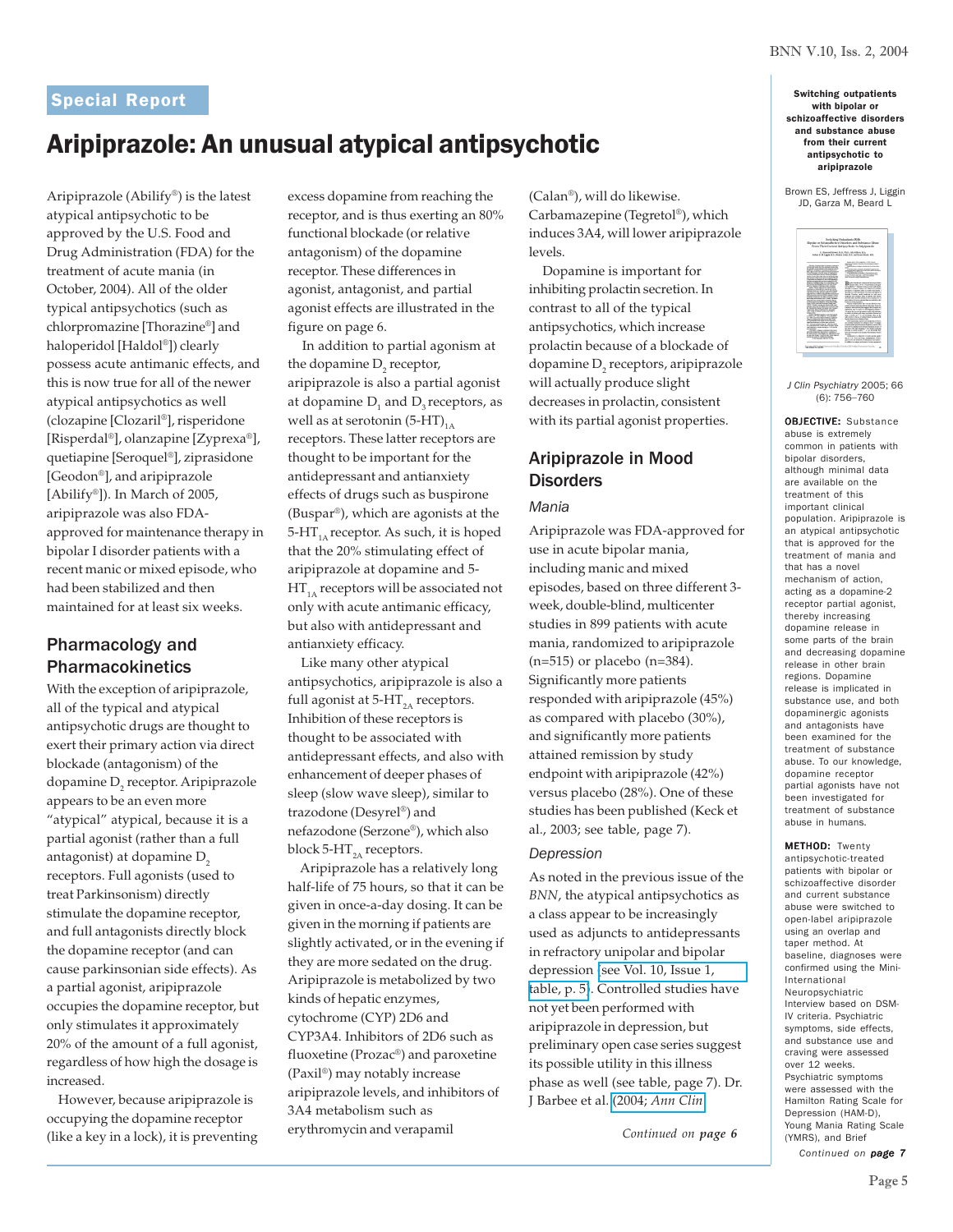Special Report

# Aripiprazole: An unusual atypical antipsychotic

Aripiprazole (Abilify®) is the latest atypical antipsychotic to be approved by the U.S. Food and Drug Administration (FDA) for the treatment of acute mania (in October, 2004). All of the older typical antipsychotics (such as chlorpromazine [Thorazine®] and haloperidol [Haldol®]) clearly possess acute antimanic effects, and this is now true for all of the newer atypical antipsychotics as well (clozapine [Clozaril®], risperidone [Risperdal®], olanzapine [Zyprexa®], quetiapine [Seroquel®], ziprasidone [Geodon®], and aripiprazole [Abilify®]). In March of 2005, aripiprazole was also FDA-approved for maintenance therapy in bipolar I disorder patients with a recent manic or mixed episode, who had been stabilized and then maintained for at least six weeks.

## Pharmacology and Pharmacokinetics

With the exception of aripiprazole, all of the typical and atypical antipsychotic drugs are thought to exert their primary action via direct blockade (antagonism) of the dopamine $D_2$ receptor. Aripiprazole appears to be an even more "atypical" atypical, because it is a partial agonist (rather than a full antagonist) at dopamine $D_2$ receptors. Full agonists (used to treat Parkinsonism) directly stimulate the dopamine receptor, and full antagonists directly block the dopamine receptor (and can cause parkinsonian side effects). As a partial agonist, aripiprazole occupies the dopamine receptor, but only stimulates it approximately 20% of the amount of a full agonist, regardless of how high the dosage is increased.

However, because aripiprazole is occupying the dopamine receptor (like a key in a lock), it is preventing excess dopamine from reaching the receptor, and is thus exerting an 80% functional blockade (or relative antagonism) of the dopamine receptor. These differences in agonist, antagonist, and partial agonist effects are illustrated in the figure on page 6.

In addition to partial agonism at the dopamine $D_2$ receptor, aripiprazole is also a partial agonist at dopamine $D_1$ and $D_3$ receptors, as well as at serotonin (5-$HT_{1A}$) receptors. These latter receptors are thought to be important for the antidepressant and antianxiety effects of drugs such as buspirone (Buspar®), which are agonists at the 5-$HT_{1A}$ receptor. As such, it is hoped that the 20% stimulating effect of aripiprazole at dopamine and 5-$HT_{1A}$ receptors will be associated not only with acute antimanic efficacy, but also with antidepressant and antianxiety efficacy.

Like many other atypical antipsychotics, aripiprazole is also a full agonist at 5-$HT_{2A}$ receptors. Inhibition of these receptors is thought to be associated with antidepressant effects, and also with enhancement of deeper phases of sleep (slow wave sleep), similar to trazodone (Desyrel®) and nefazodone (Serzone®), which also block 5-$HT_{2A}$ receptors.

Aripiprazole has a relatively long half-life of 75 hours, so that it can be given in once-a-day dosing. It can be given in the morning if patients are slightly activated, or in the evening if they are more sedated on the drug. Aripiprazole is metabolized by two kinds of hepatic enzymes, cytochrome (CYP) 2D6 and CYP3A4. Inhibitors of 2D6 such as fluoxetine (Prozac®) and paroxetine (Paxil®) may notably increase aripiprazole levels, and inhibitors of 3A4 metabolism such as erythromycin and verapamil (Calan®), will do likewise. Carbamazepine (Tegretol®), which induces 3A4, will lower aripiprazole levels.

Dopamine is important for inhibiting prolactin secretion. In contrast to all of the typical antipsychotics, which increase prolactin because of a blockade of dopamine $D_2$ receptors, aripiprazole will actually produce slight decreases in prolactin, consistent with its partial agonist properties.

## Aripiprazole in Mood Disorders

### Mania

Aripiprazole was FDA-approved for use in acute bipolar mania, including manic and mixed episodes, based on three different 3-week, double-blind, multicenter studies in 899 patients with acute mania, randomized to aripiprazole (n=515) or placebo (n=384). Significantly more patients responded with aripiprazole (45%) as compared with placebo (30%), and significantly more patients attained remission by study endpoint with aripiprazole (42%) versus placebo (28%). One of these studies has been published (Keck et al., 2003; see table, page 7).

### Depression

As noted in the previous issue of the *BNN*, the atypical antipsychotics as a class appear to be increasingly used as adjuncts to antidepressants in refractory unipolar and bipolar depression (see Vol. 10, Issue 1, table, p. 5). Controlled studies have not yet been performed with aripiprazole in depression, but preliminary open case series suggest its possible utility in this illness phase as well (see table, page 7). Dr. J Barbee et al. (2004; *Ann Clin*

*Continued on* ***page 6***

---

**Switching outpatients with bipolar or schizoaffective disorders and substance abuse from their current antipsychotic to aripiprazole**

Brown ES, Jeffress J, Liggin JD, Garza M, Beard L

*J Clin Psychiatry* 2005; 66 (6): 756–760

**OBJECTIVE:** Substance abuse is extremely common in patients with bipolar disorders, although minimal data are available on the treatment of this important clinical population. Aripiprazole is an atypical antipsychotic that is approved for the treatment of mania and that has a novel mechanism of action, acting as a dopamine-2 receptor partial agonist, thereby increasing dopamine release in some parts of the brain and decreasing dopamine release in other brain regions. Dopamine release is implicated in substance use, and both dopaminergic agonists and antagonists have been examined for the treatment of substance abuse. To our knowledge, dopamine receptor partial agonists have not been investigated for treatment of substance abuse in humans.

**METHOD:** Twenty antipsychotic-treated patients with bipolar or schizoaffective disorder and current substance abuse were switched to open-label aripiprazole using an overlap and taper method. At baseline, diagnoses were confirmed using the Mini-International Neuropsychiatric Interview based on DSM-IV criteria. Psychiatric symptoms, side effects, and substance use and craving were assessed over 12 weeks. Psychiatric symptoms were assessed with the Hamilton Rating Scale for Depression (HAM-D), Young Mania Rating Scale (YMRS), and Brief

*Continued on* ***page 7***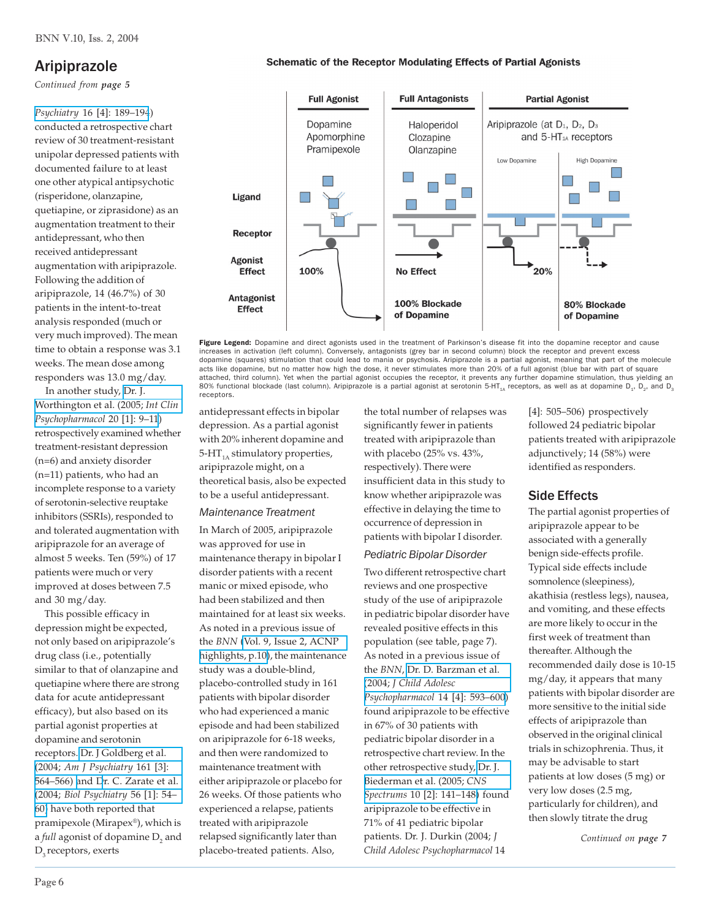## Aripiprazole

*Continued from page 5*

*Psychiatry* 16 [4]: 189–194) conducted a retrospective chart review of 30 treatment-resistant unipolar depressed patients with documented failure to at least one other atypical antipsychotic (risperidone, olanzapine, quetiapine, or ziprasidone) as an augmentation treatment to their antidepressant, who then received antidepressant augmentation with aripiprazole. Following the addition of aripiprazole, 14 (46.7%) of 30 patients in the intent-to-treat analysis responded (much or very much improved). The mean time to obtain a response was 3.1 weeks. The mean dose among responders was 13.0 mg/day.

In another study, Dr. J. Worthington et al. (2005; *Int Clin Psychopharmacol* 20 [1]: 9–11) retrospectively examined whether treatment-resistant depression (n=6) and anxiety disorder (n=11) patients, who had an incomplete response to a variety of serotonin-selective reuptake inhibitors (SSRIs), responded to and tolerated augmentation with aripiprazole for an average of almost 5 weeks. Ten (59%) of 17 patients were much or very improved at doses between 7.5 and 30 mg/day.

This possible efficacy in depression might be expected, not only based on aripiprazole's drug class (i.e., potentially similar to that of olanzapine and quetiapine where there are strong data for acute antidepressant efficacy), but also based on its partial agonist properties at dopamine and serotonin receptors. Dr. J Goldberg et al. (2004; *Am J Psychiatry* 161 [3]: 564–566) and Dr. C. Zarate et al. (2004; *Biol Psychiatry* 56 [1]: 54–60) have both reported that pramipexole (Mirapex®), which is a *full* agonist of dopamine $D_2$ and $D_3$ receptors, exerts antidepressant effects in bipolar depression. As a partial agonist with 20% inherent dopamine and $5\text{-HT}_{1A}$ stimulatory properties, aripiprazole might, on a theoretical basis, also be expected to be a useful antidepressant.

### Maintenance Treatment

In March of 2005, aripiprazole was approved for use in maintenance therapy in bipolar I disorder patients with a recent manic or mixed episode, who had been stabilized and then maintained for at least six weeks. As noted in a previous issue of the *BNN* (Vol. 9, Issue 2, ACNP highlights, p.10), the maintenance study was a double-blind, placebo-controlled study in 161 patients with bipolar disorder who had experienced a manic episode and had been stabilized on aripiprazole for 6-18 weeks, and then were randomized to maintenance treatment with either aripiprazole or placebo for 26 weeks. Of those patients who experienced a relapse, patients treated with aripiprazole relapsed significantly later than placebo-treated patients. Also, the total number of relapses was significantly fewer in patients treated with aripiprazole than with placebo (25% vs. 43%, respectively). There were insufficient data in this study to know whether aripiprazole was effective in delaying the time to occurrence of depression in patients with bipolar I disorder.

### Pediatric Bipolar Disorder

Two different retrospective chart reviews and one prospective study of the use of aripiprazole in pediatric bipolar disorder have revealed positive effects in this population (see table, page 7). As noted in a previous issue of the *BNN*, Dr. D. Barzman et al. (2004; *J Child Adolesc Psychopharmacol* 14 [4]: 593–600) found aripiprazole to be effective in 67% of 30 patients with pediatric bipolar disorder in a retrospective chart review. In the other retrospective study, Dr. J. Biederman et al. (2005; *CNS Spectrums* 10 [2]: 141–148) found aripiprazole to be effective in 71% of 41 pediatric bipolar patients. Dr. J. Durkin (2004; *J Child Adolesc Psychopharmacol* 14 [4]: 505–506) prospectively followed 24 pediatric bipolar patients treated with aripiprazole adjunctively; 14 (58%) were identified as responders.

## Side Effects

The partial agonist properties of aripiprazole appear to be associated with a generally benign side-effects profile. Typical side effects include somnolence (sleepiness), akathisia (restless legs), nausea, and vomiting, and these effects are more likely to occur in the first week of treatment than thereafter. Although the recommended daily dose is 10-15 mg/day, it appears that many patients with bipolar disorder are more sensitive to the initial side effects of aripiprazole than observed in the original clinical trials in schizophrenia. Thus, it may be advisable to start patients at low doses (5 mg) or very low doses (2.5 mg, particularly for children), and then slowly titrate the drug

*Continued on page 7*

**Schematic of the Receptor Modulating Effects of Partial Agonists**

| | Full Agonist | Full Antagonists | Partial Agonist (Low Dopamine) | Partial Agonist (High Dopamine) |
|---|---|---|---|---|
| | Dopamine, Apomorphine, Pramipexole | Haloperidol, Clozapine, Olanzapine | Aripiprazole (at $D_1$, $D_2$, $D_3$ and $5\text{-HT}_{1A}$ receptors) | |
| Agonist Effect | 100% | No Effect | 20% | |
| Antagonist Effect | | 100% Blockade of Dopamine | | 80% Blockade of Dopamine |

**Figure Legend:** Dopamine and direct agonists used in the treatment of Parkinson's disease fit into the dopamine receptor and cause increases in activation (left column). Conversely, antagonists (grey bar in second column) block the receptor and prevent excess dopamine (squares) stimulation that could lead to mania or psychosis. Aripiprazole is a partial agonist, meaning that part of the molecule acts like dopamine, but no matter how high the dose, it never stimulates more than 20% of a full agonist (blue bar with part of square attached, third column). Yet when the partial agonist occupies the receptor, it prevents any further dopamine stimulation, thus yielding an 80% functional blockade (last column). Aripiprazole is a partial agonist at serotonin $5\text{-HT}_{1A}$ receptors, as well as at dopamine $D_1$, $D_2$, and $D_3$ receptors.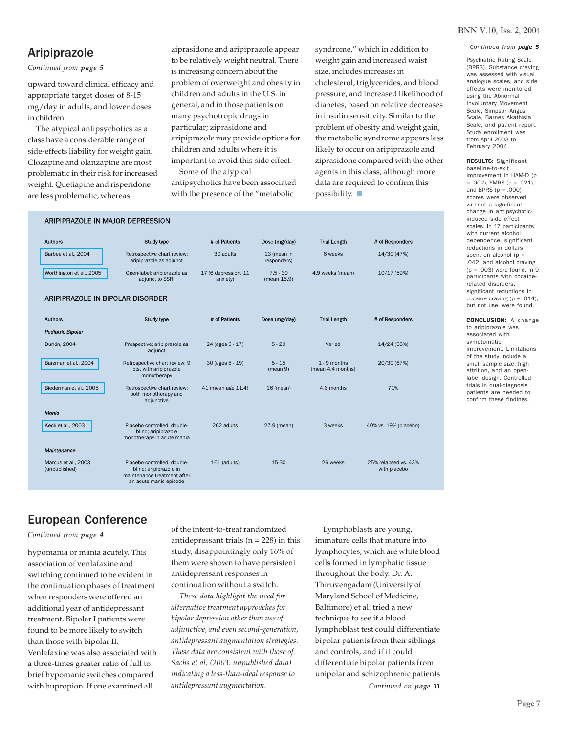## Aripiprazole

*Continued from page 5*

upward toward clinical efficacy and appropriate target doses of 8-15 mg/day in adults, and lower doses in children.

The atypical antipsychotics as a class have a considerable range of side-effects liability for weight gain. Clozapine and olanzapine are most problematic in their risk for increased weight. Quetiapine and risperidone are less problematic, whereas ziprasidone and aripiprazole appear to be relatively weight neutral. There is increasing concern about the problem of overweight and obesity in children and adults in the U.S. in general, and in those patients on many psychotropic drugs in particular; ziprasidone and aripiprazole may provide options for children and adults where it is important to avoid this side effect.

Some of the atypical antipsychotics have been associated with the presence of the "metabolic syndrome," which in addition to weight gain and increased waist size, includes increases in cholesterol, triglycerides, and blood pressure, and increased likelihood of diabetes, based on relative decreases in insulin sensitivity. Similar to the problem of obesity and weight gain, the metabolic syndrome appears less likely to occur on aripiprazole and ziprasidone compared with the other agents in this class, although more data are required to confirm this possibility.

### ARIPIPRAZOLE IN MAJOR DEPRESSION

| Authors | Study type | # of Patients | Dose (mg/day) | Trial Length | # of Responders |
|---|---|---|---|---|---|
| Barbee et al., 2004 | Retrospective chart review; aripiprazole as adjunct | 30 adults | 13 (mean in responders) | 6 weeks | 14/30 (47%) |
| Worthington et al., 2005 | Open-label; aripiprazole as adjunct to SSRI | 17 (6 depression, 11 anxiety) | 7.5 - 30 (mean 16.9) | 4.9 weeks (mean) | 10/17 (59%) |

### ARIPIPRAZOLE IN BIPOLAR DISORDER

| Authors | Study type | # of Patients | Dose (mg/day) | Trial Length | # of Responders |
|---|---|---|---|---|---|
| ***Pediatric Bipolar*** | | | | | |
| Durkin, 2004 | Prospective; aripiprazole as adjunct | 24 (ages 5 - 17) | 5 - 20 | Varied | 14/24 (58%) |
| Barzman et al., 2004 | Retrospective chart review; 9 pts. with aripiprazole monotherapy | 30 (ages 5 - 19) | 5 - 15 (mean 9) | 1 - 9 months (mean 4.4 months) | 20/30 (67%) |
| Biederman et al., 2005 | Retrospective chart review; both monotherapy and adjunctive | 41 (mean age 11.4) | 16 (mean) | 4.6 months | 71% |
| ***Mania*** | | | | | |
| Keck et al., 2003 | Placebo-controlled, double-blind; aripiprazole monotherapy in acute mania | 262 adults | 27.9 (mean) | 3 weeks | 40% vs. 19% (placebo) |
| ***Maintenance*** | | | | | |
| Marcus et al., 2003 (unpublished) | Placebo-controlled, double-blind; aripiprazole in maintenance treatment after an acute manic episode | 161 (adults) | 15-30 | 26 weeks | 25% relapsed vs. 43% with placebo |

*Continued from page 5*

Psychiatric Rating Scale (BPRS). Substance craving was assessed with visual analogue scales, and side effects were monitored using the Abnormal Involuntary Movement Scale, Simpson-Angus Scale, Barnes Akathisia Scale, and patient report. Study enrollment was from April 2003 to February 2004.

**RESULTS:** Significant baseline-to-exit improvement in HAM-D ($p = .002$), YMRS ($p = .021$), and BPRS ($p = .000$) scores were observed without a significant change in antipsychotic-induced side effect scales. In 17 participants with current alcohol dependence, significant reductions in dollars spent on alcohol ($p = .042$) and alcohol craving ($p = .003$) were found. In 9 participants with cocaine-related disorders, significant reductions in cocaine craving ($p = .014$), but not use, were found.

**CONCLUSION:** A change to aripiprazole was associated with symptomatic improvement. Limitations of the study include a small sample size, high attrition, and an open-label design. Controlled trials in dual-diagnosis patients are needed to confirm these findings.

## European Conference

*Continued from page 4*

hypomania or mania acutely. This association of venlafaxine and switching continued to be evident in the continuation phases of treatment when responders were offered an additional year of antidepressant treatment. Bipolar I patients were found to be more likely to switch than those with bipolar II. Venlafaxine was also associated with a three-times greater ratio of full to brief hypomanic switches compared with bupropion. If one examined all of the intent-to-treat randomized antidepressant trials (n = 228) in this study, disappointingly only 16% of them were shown to have persistent antidepressant responses in continuation without a switch.

*These data highlight the need for alternative treatment approaches for bipolar depression other than use of adjunctive, and even second-generation, antidepressant augmentation strategies. These data are consistent with those of Sachs et al. (2003, unpublished data) indicating a less-than-ideal response to antidepressant augmentation.*

Lymphoblasts are young, immature cells that mature into lymphocytes, which are white blood cells formed in lymphatic tissue throughout the body. Dr. A. Thiruvengadam (University of Maryland School of Medicine, Baltimore) et al. tried a new technique to see if a blood lymphoblast test could differentiate bipolar patients from their siblings and controls, and if it could differentiate bipolar patients from unipolar and schizophrenic patients

*Continued on page 11*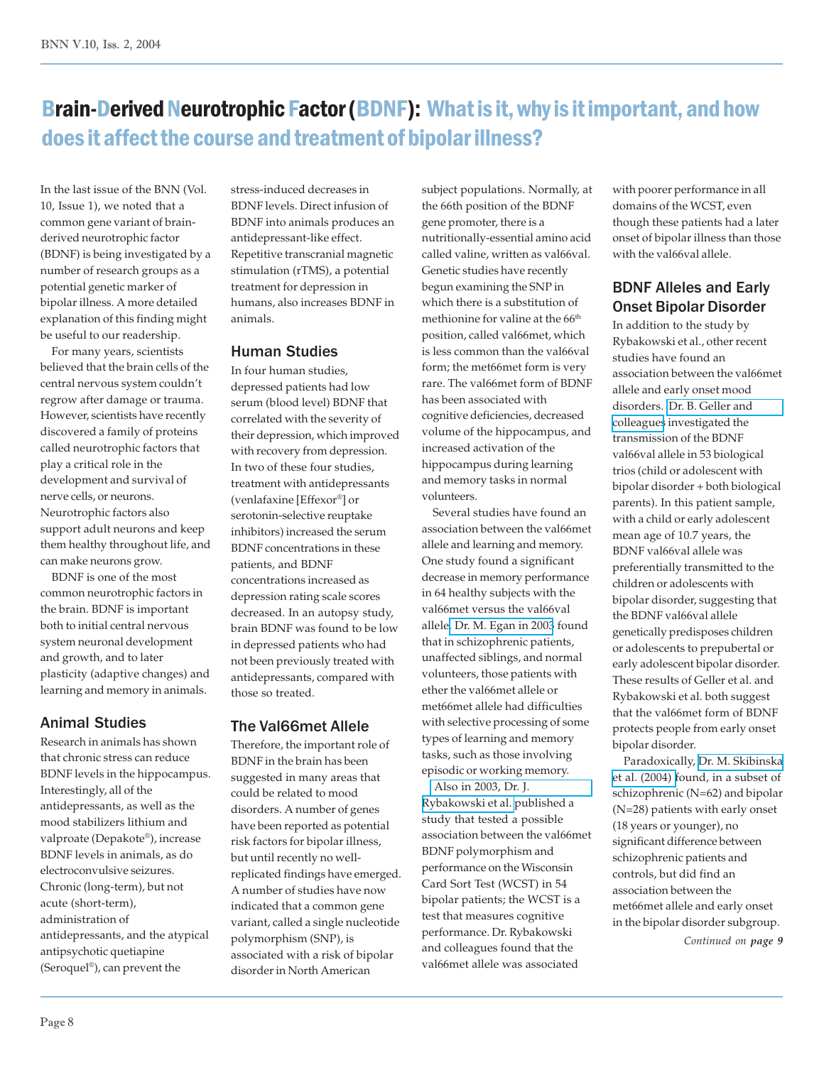# Brain-Derived Neurotrophic Factor (BDNF): What is it, why is it important, and how does it affect the course and treatment of bipolar illness?

In the last issue of the BNN (Vol. 10, Issue 1), we noted that a common gene variant of brain-derived neurotrophic factor (BDNF) is being investigated by a number of research groups as a potential genetic marker of bipolar illness. A more detailed explanation of this finding might be useful to our readership.

For many years, scientists believed that the brain cells of the central nervous system couldn't regrow after damage or trauma. However, scientists have recently discovered a family of proteins called neurotrophic factors that play a critical role in the development and survival of nerve cells, or neurons. Neurotrophic factors also support adult neurons and keep them healthy throughout life, and can make neurons grow.

BDNF is one of the most common neurotrophic factors in the brain. BDNF is important both to initial central nervous system neuronal development and growth, and to later plasticity (adaptive changes) and learning and memory in animals.

## Animal Studies

Research in animals has shown that chronic stress can reduce BDNF levels in the hippocampus. Interestingly, all of the antidepressants, as well as the mood stabilizers lithium and valproate (Depakote®), increase BDNF levels in animals, as do electroconvulsive seizures. Chronic (long-term), but not acute (short-term), administration of antidepressants, and the atypical antipsychotic quetiapine (Seroquel®), can prevent the stress-induced decreases in BDNF levels. Direct infusion of BDNF into animals produces an antidepressant-like effect. Repetitive transcranial magnetic stimulation (rTMS), a potential treatment for depression in humans, also increases BDNF in animals.

## Human Studies

In four human studies, depressed patients had low serum (blood level) BDNF that correlated with the severity of their depression, which improved with recovery from depression. In two of these four studies, treatment with antidepressants (venlafaxine [Effexor®] or serotonin-selective reuptake inhibitors) increased the serum BDNF concentrations in these patients, and BDNF concentrations increased as depression rating scale scores decreased. In an autopsy study, brain BDNF was found to be low in depressed patients who had not been previously treated with antidepressants, compared with those so treated.

## The Val66met Allele

Therefore, the important role of BDNF in the brain has been suggested in many areas that could be related to mood disorders. A number of genes have been reported as potential risk factors for bipolar illness, but until recently no well-replicated findings have emerged. A number of studies have now indicated that a common gene variant, called a single nucleotide polymorphism (SNP), is associated with a risk of bipolar disorder in North American subject populations. Normally, at the 66th position of the BDNF gene promoter, there is a nutritionally-essential amino acid called valine, written as val66val. Genetic studies have recently begun examining the SNP in which there is a substitution of methionine for valine at the 66th position, called val66met, which is less common than the val66val form; the met66met form is very rare. The val66met form of BDNF has been associated with cognitive deficiencies, decreased volume of the hippocampus, and increased activation of the hippocampus during learning and memory tasks in normal volunteers.

Several studies have found an association between the val66met allele and learning and memory. One study found a significant decrease in memory performance in 64 healthy subjects with the val66met versus the val66val allele. Dr. M. Egan in 2003 found that in schizophrenic patients, unaffected siblings, and normal volunteers, those patients with ether the val66met allele or met66met allele had difficulties with selective processing of some types of learning and memory tasks, such as those involving episodic or working memory.

Also in 2003, Dr. J. Rybakowski et al. published a study that tested a possible association between the val66met BDNF polymorphism and performance on the Wisconsin Card Sort Test (WCST) in 54 bipolar patients; the WCST is a test that measures cognitive performance. Dr. Rybakowski and colleagues found that the val66met allele was associated with poorer performance in all domains of the WCST, even though these patients had a later onset of bipolar illness than those with the val66val allele.

## BDNF Alleles and Early Onset Bipolar Disorder

In addition to the study by Rybakowski et al., other recent studies have found an association between the val66met allele and early onset mood disorders. Dr. B. Geller and colleagues investigated the transmission of the BDNF val66val allele in 53 biological trios (child or adolescent with bipolar disorder + both biological parents). In this patient sample, with a child or early adolescent mean age of 10.7 years, the BDNF val66val allele was preferentially transmitted to the children or adolescents with bipolar disorder, suggesting that the BDNF val66val allele genetically predisposes children or adolescents to prepubertal or early adolescent bipolar disorder. These results of Geller et al. and Rybakowski et al. both suggest that the val66met form of BDNF protects people from early onset bipolar disorder.

Paradoxically, Dr. M. Skibinska et al. (2004) found, in a subset of schizophrenic (N=62) and bipolar (N=28) patients with early onset (18 years or younger), no significant difference between schizophrenic patients and controls, but did find an association between the met66met allele and early onset in the bipolar disorder subgroup.

*Continued on **page 9***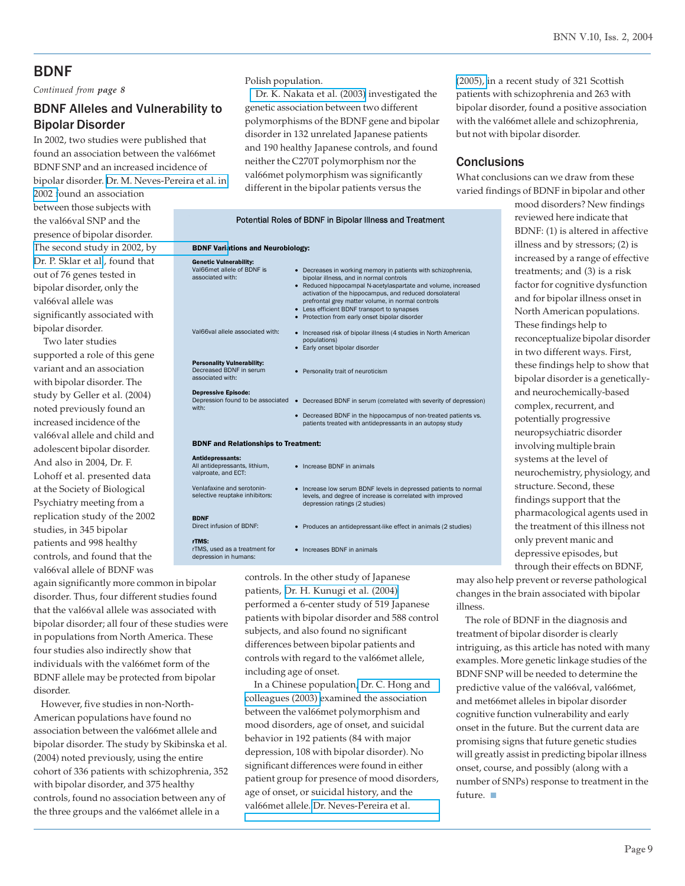## BDNF

*Continued from page 8*

### BDNF Alleles and Vulnerability to Bipolar Disorder

In 2002, two studies were published that found an association between the val66met BDNF SNP and an increased incidence of bipolar disorder. Dr. M. Neves-Pereira et al. in 2002 found an association between those subjects with the val66val SNP and the presence of bipolar disorder. The second study in 2002, by Dr. P. Sklar et al., found that out of 76 genes tested in bipolar disorder, only the val66val allele was significantly associated with bipolar disorder.

Two later studies supported a role of this gene variant and an association with bipolar disorder. The study by Geller et al. (2004) noted previously found an increased incidence of the val66val allele and child and adolescent bipolar disorder. And also in 2004, Dr. F. Lohoff et al. presented data at the Society of Biological Psychiatry meeting from a replication study of the 2002 studies, in 345 bipolar patients and 998 healthy controls, and found that the val66val allele of BDNF was again significantly more common in bipolar disorder. Thus, four different studies found that the val66val allele was associated with bipolar disorder; all four of these studies were in populations from North America. These four studies also indirectly show that individuals with the val66met form of the BDNF allele may be protected from bipolar disorder.

However, five studies in non-North-American populations have found no association between the val66met allele and bipolar disorder. The study by Skibinska et al. (2004) noted previously, using the entire cohort of 336 patients with schizophrenia, 352 with bipolar disorder, and 375 healthy controls, found no association between any of the three groups and the val66met allele in a Polish population.

Dr. K. Nakata et al. (2003) investigated the genetic association between two different polymorphisms of the BDNF gene and bipolar disorder in 132 unrelated Japanese patients and 190 healthy Japanese controls, and found neither the C270T polymorphism nor the val66met polymorphism was significantly different in the bipolar patients versus the controls. In the other study of Japanese patients, Dr. H. Kunugi et al. (2004) performed a 6-center study of 519 Japanese patients with bipolar disorder and 588 control subjects, and also found no significant differences between bipolar patients and controls with regard to the val66met allele, including age of onset.

In a Chinese population, Dr. C. Hong and colleagues (2003) examined the association between the val66met polymorphism and mood disorders, age of onset, and suicidal behavior in 192 patients (84 with major depression, 108 with bipolar disorder). No significant differences were found in either patient group for presence of mood disorders, age of onset, or suicidal history, and the val66met allele. Dr. Neves-Pereira et al. (2005), in a recent study of 321 Scottish patients with schizophrenia and 263 with bipolar disorder, found a positive association with the val66met allele and schizophrenia, but not with bipolar disorder.

**Potential Roles of BDNF in Bipolar Illness and Treatment**

| **BDNF Variations and Neurobiology:** | |
|---|---|
| **Genetic Vulnerability:** Val66met allele of BDNF is associated with: | • Decreases in working memory in patients with schizophrenia, bipolar illness, and in normal controls<br>• Reduced hippocampal N-acetylaspartate and volume, increased activation of the hippocampus, and reduced dorsolateral prefrontal grey matter volume, in normal controls<br>• Less efficient BDNF transport to synapses<br>• Protection from early onset bipolar disorder |
| Val66val allele associated with: | • Increased risk of bipolar illness (4 studies in North American populations)<br>• Early onset bipolar disorder |
| **Personality Vulnerability:** Decreased BDNF in serum associated with: | • Personality trait of neuroticism |
| **Depressive Episode:** Depression found to be associated with: | • Decreased BDNF in serum (correlated with severity of depression)<br>• Decreased BDNF in the hippocampus of non-treated patients vs. patients treated with antidepressants in an autopsy study |
| **BDNF and Relationships to Treatment:** | |
| **Antidepressants:** All antidepressants, lithium, valproate, and ECT: | • Increase BDNF in animals |
| Venlafaxine and serotonin-selective reuptake inhibitors: | • Increase low serum BDNF levels in depressed patients to normal levels, and degree of increase is correlated with improved depression ratings (2 studies) |
| **BDNF** Direct infusion of BDNF: | • Produces an antidepressant-like effect in animals (2 studies) |
| **rTMS:** rTMS, used as a treatment for depression in humans: | • Increases BDNF in animals |

### Conclusions

What conclusions can we draw from these varied findings of BDNF in bipolar and other mood disorders? New findings reviewed here indicate that BDNF: (1) is altered in affective illness and by stressors; (2) is increased by a range of effective treatments; and (3) is a risk factor for cognitive dysfunction and for bipolar illness onset in North American populations. These findings help to reconceptualize bipolar disorder in two different ways. First, these findings help to show that bipolar disorder is a genetically- and neurochemically-based complex, recurrent, and potentially progressive neuropsychiatric disorder involving multiple brain systems at the level of neurochemistry, physiology, and structure. Second, these findings support that the pharmacological agents used in the treatment of this illness not only prevent manic and depressive episodes, but through their effects on BDNF, may also help prevent or reverse pathological changes in the brain associated with bipolar illness.

The role of BDNF in the diagnosis and treatment of bipolar disorder is clearly intriguing, as this article has noted with many examples. More genetic linkage studies of the BDNF SNP will be needed to determine the predictive value of the val66val, val66met, and met66met alleles in bipolar disorder cognitive function vulnerability and early onset in the future. But the current data are promising signs that future genetic studies will greatly assist in predicting bipolar illness onset, course, and possibly (along with a number of SNPs) response to treatment in the future. ■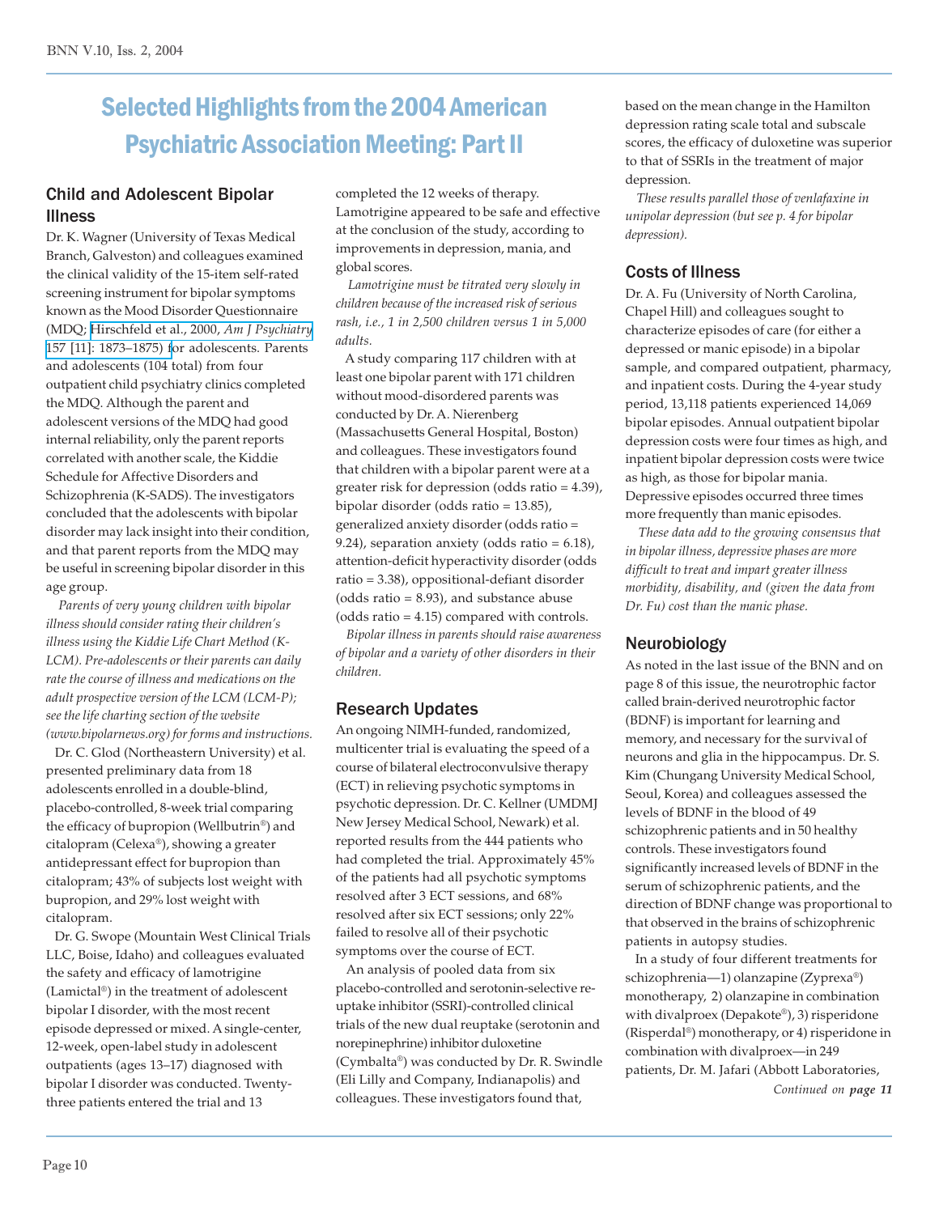# Selected Highlights from the 2004 American Psychiatric Association Meeting: Part II

## Child and Adolescent Bipolar Illness

Dr. K. Wagner (University of Texas Medical Branch, Galveston) and colleagues examined the clinical validity of the 15-item self-rated screening instrument for bipolar symptoms known as the Mood Disorder Questionnaire (MDQ; Hirschfeld et al., 2000, *Am J Psychiatry* 157 [11]: 1873–1875) for adolescents. Parents and adolescents (104 total) from four outpatient child psychiatry clinics completed the MDQ. Although the parent and adolescent versions of the MDQ had good internal reliability, only the parent reports correlated with another scale, the Kiddie Schedule for Affective Disorders and Schizophrenia (K-SADS). The investigators concluded that the adolescents with bipolar disorder may lack insight into their condition, and that parent reports from the MDQ may be useful in screening bipolar disorder in this age group.

*Parents of very young children with bipolar illness should consider rating their children's illness using the Kiddie Life Chart Method (K-LCM). Pre-adolescents or their parents can daily rate the course of illness and medications on the adult prospective version of the LCM (LCM-P); see the life charting section of the website (www.bipolarnews.org) for forms and instructions.*

Dr. C. Glod (Northeastern University) et al. presented preliminary data from 18 adolescents enrolled in a double-blind, placebo-controlled, 8-week trial comparing the efficacy of bupropion (Wellbutrin®) and citalopram (Celexa®), showing a greater antidepressant effect for bupropion than citalopram; 43% of subjects lost weight with bupropion, and 29% lost weight with citalopram.

Dr. G. Swope (Mountain West Clinical Trials LLC, Boise, Idaho) and colleagues evaluated the safety and efficacy of lamotrigine (Lamictal®) in the treatment of adolescent bipolar I disorder, with the most recent episode depressed or mixed. A single-center, 12-week, open-label study in adolescent outpatients (ages 13–17) diagnosed with bipolar I disorder was conducted. Twenty-three patients entered the trial and 13 completed the 12 weeks of therapy. Lamotrigine appeared to be safe and effective at the conclusion of the study, according to improvements in depression, mania, and global scores.

*Lamotrigine must be titrated very slowly in children because of the increased risk of serious rash, i.e., 1 in 2,500 children versus 1 in 5,000 adults.*

A study comparing 117 children with at least one bipolar parent with 171 children without mood-disordered parents was conducted by Dr. A. Nierenberg (Massachusetts General Hospital, Boston) and colleagues. These investigators found that children with a bipolar parent were at a greater risk for depression (odds ratio = 4.39), bipolar disorder (odds ratio = 13.85), generalized anxiety disorder (odds ratio = 9.24), separation anxiety (odds ratio = 6.18), attention-deficit hyperactivity disorder (odds ratio = 3.38), oppositional-defiant disorder (odds ratio = 8.93), and substance abuse (odds ratio = 4.15) compared with controls.

*Bipolar illness in parents should raise awareness of bipolar and a variety of other disorders in their children.*

## Research Updates

An ongoing NIMH-funded, randomized, multicenter trial is evaluating the speed of a course of bilateral electroconvulsive therapy (ECT) in relieving psychotic symptoms in psychotic depression. Dr. C. Kellner (UMDMJ New Jersey Medical School, Newark) et al. reported results from the 444 patients who had completed the trial. Approximately 45% of the patients had all psychotic symptoms resolved after 3 ECT sessions, and 68% resolved after six ECT sessions; only 22% failed to resolve all of their psychotic symptoms over the course of ECT.

An analysis of pooled data from six placebo-controlled and serotonin-selective re-uptake inhibitor (SSRI)-controlled clinical trials of the new dual reuptake (serotonin and norepinephrine) inhibitor duloxetine (Cymbalta®) was conducted by Dr. R. Swindle (Eli Lilly and Company, Indianapolis) and colleagues. These investigators found that, based on the mean change in the Hamilton depression rating scale total and subscale scores, the efficacy of duloxetine was superior to that of SSRIs in the treatment of major depression.

*These results parallel those of venlafaxine in unipolar depression (but see p. 4 for bipolar depression).*

## Costs of Illness

Dr. A. Fu (University of North Carolina, Chapel Hill) and colleagues sought to characterize episodes of care (for either a depressed or manic episode) in a bipolar sample, and compared outpatient, pharmacy, and inpatient costs. During the 4-year study period, 13,118 patients experienced 14,069 bipolar episodes. Annual outpatient bipolar depression costs were four times as high, and inpatient bipolar depression costs were twice as high, as those for bipolar mania. Depressive episodes occurred three times more frequently than manic episodes.

*These data add to the growing consensus that in bipolar illness, depressive phases are more difficult to treat and impart greater illness morbidity, disability, and (given the data from Dr. Fu) cost than the manic phase.*

## Neurobiology

As noted in the last issue of the BNN and on page 8 of this issue, the neurotrophic factor called brain-derived neurotrophic factor (BDNF) is important for learning and memory, and necessary for the survival of neurons and glia in the hippocampus. Dr. S. Kim (Chungang University Medical School, Seoul, Korea) and colleagues assessed the levels of BDNF in the blood of 49 schizophrenic patients and in 50 healthy controls. These investigators found significantly increased levels of BDNF in the serum of schizophrenic patients, and the direction of BDNF change was proportional to that observed in the brains of schizophrenic patients in autopsy studies.

In a study of four different treatments for schizophrenia—1) olanzapine (Zyprexa®) monotherapy, 2) olanzapine in combination with divalproex (Depakote®), 3) risperidone (Risperdal®) monotherapy, or 4) risperidone in combination with divalproex—in 249 patients, Dr. M. Jafari (Abbott Laboratories,

*Continued on **page 11***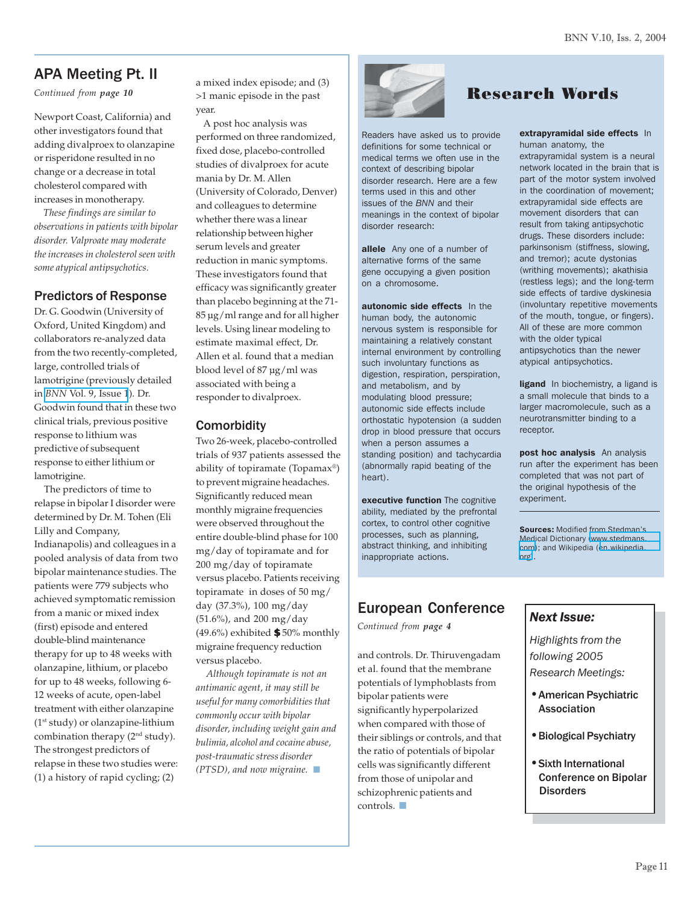## APA Meeting Pt. II

*Continued from* ***page 10***

Newport Coast, California) and other investigators found that adding divalproex to olanzapine or risperidone resulted in no change or a decrease in total cholesterol compared with increases in monotherapy.

*These findings are similar to observations in patients with bipolar disorder. Valproate may moderate the increases in cholesterol seen with some atypical antipsychotics.*

### Predictors of Response

Dr. G. Goodwin (University of Oxford, United Kingdom) and collaborators re-analyzed data from the two recently-completed, large, controlled trials of lamotrigine (previously detailed in *BNN* Vol. 9, Issue 1). Dr. Goodwin found that in these two clinical trials, previous positive response to lithium was predictive of subsequent response to either lithium or lamotrigine.

The predictors of time to relapse in bipolar I disorder were determined by Dr. M. Tohen (Eli Lilly and Company, Indianapolis) and colleagues in a pooled analysis of data from two bipolar maintenance studies. The patients were 779 subjects who achieved symptomatic remission from a manic or mixed index (first) episode and entered double-blind maintenance therapy for up to 48 weeks with olanzapine, lithium, or placebo for up to 48 weeks, following 6-12 weeks of acute, open-label treatment with either olanzapine (1st study) or olanzapine-lithium combination therapy (2nd study). The strongest predictors of relapse in these two studies were: (1) a history of rapid cycling; (2) a mixed index episode; and (3) >1 manic episode in the past year.

A post hoc analysis was performed on three randomized, fixed dose, placebo-controlled studies of divalproex for acute mania by Dr. M. Allen (University of Colorado, Denver) and colleagues to determine whether there was a linear relationship between higher serum levels and greater reduction in manic symptoms. These investigators found that efficacy was significantly greater than placebo beginning at the 71-85 µg/ml range and for all higher levels. Using linear modeling to estimate maximal effect, Dr. Allen et al. found that a median blood level of 87 µg/ml was associated with being a responder to divalproex.

### Comorbidity

Two 26-week, placebo-controlled trials of 937 patients assessed the ability of topiramate (Topamax®) to prevent migraine headaches. Significantly reduced mean monthly migraine frequencies were observed throughout the entire double-blind phase for 100 mg/day of topiramate and for 200 mg/day of topiramate versus placebo. Patients receiving topiramate in doses of 50 mg/day (37.3%), 100 mg/day (51.6%), and 200 mg/day (49.6%) exhibited ≥50% monthly migraine frequency reduction versus placebo.

*Although topiramate is not an antimanic agent, it may still be useful for many comorbidities that commonly occur with bipolar disorder, including weight gain and bulimia, alcohol and cocaine abuse, post-traumatic stress disorder (PTSD), and now migraine.*

## Research Words

Readers have asked us to provide definitions for some technical or medical terms we often use in the context of describing bipolar disorder research. Here are a few terms used in this and other issues of the *BNN* and their meanings in the context of bipolar disorder research:

**allele** Any one of a number of alternative forms of the same gene occupying a given position on a chromosome.

**autonomic side effects** In the human body, the autonomic nervous system is responsible for maintaining a relatively constant internal environment by controlling such involuntary functions as digestion, respiration, perspiration, and metabolism, and by modulating blood pressure; autonomic side effects include orthostatic hypotension (a sudden drop in blood pressure that occurs when a person assumes a standing position) and tachycardia (abnormally rapid beating of the heart).

**executive function** The cognitive ability, mediated by the prefrontal cortex, to control other cognitive processes, such as planning, abstract thinking, and inhibiting inappropriate actions.

**extrapyramidal side effects** In human anatomy, the extrapyramidal system is a neural network located in the brain that is part of the motor system involved in the coordination of movement; extrapyramidal side effects are movement disorders that can result from taking antipsychotic drugs. These disorders include: parkinsonism (stiffness, slowing, and tremor); acute dystonias (writhing movements); akathisia (restless legs); and the long-term side effects of tardive dyskinesia (involuntary repetitive movements of the mouth, tongue, or fingers). All of these are more common with the older typical antipsychotics than the newer atypical antipsychotics.

**ligand** In biochemistry, a ligand is a small molecule that binds to a larger macromolecule, such as a neurotransmitter binding to a receptor.

**post hoc analysis** An analysis run after the experiment has been completed that was not part of the original hypothesis of the experiment.

**Sources:** Modified from Stedman's Medical Dictionary (www.stedmans.com); and Wikipedia (en.wikipedia.org).

## European Conference

*Continued from* ***page 4***

and controls. Dr. Thiruvengadam et al. found that the membrane potentials of lymphoblasts from bipolar patients were significantly hyperpolarized when compared with those of their siblings or controls, and that the ratio of potentials of bipolar cells was significantly different from those of unipolar and schizophrenic patients and controls.

### *Next Issue:*

*Highlights from the following 2005 Research Meetings:*

- **American Psychiatric Association**
- **Biological Psychiatry**
- **Sixth International Conference on Bipolar Disorders**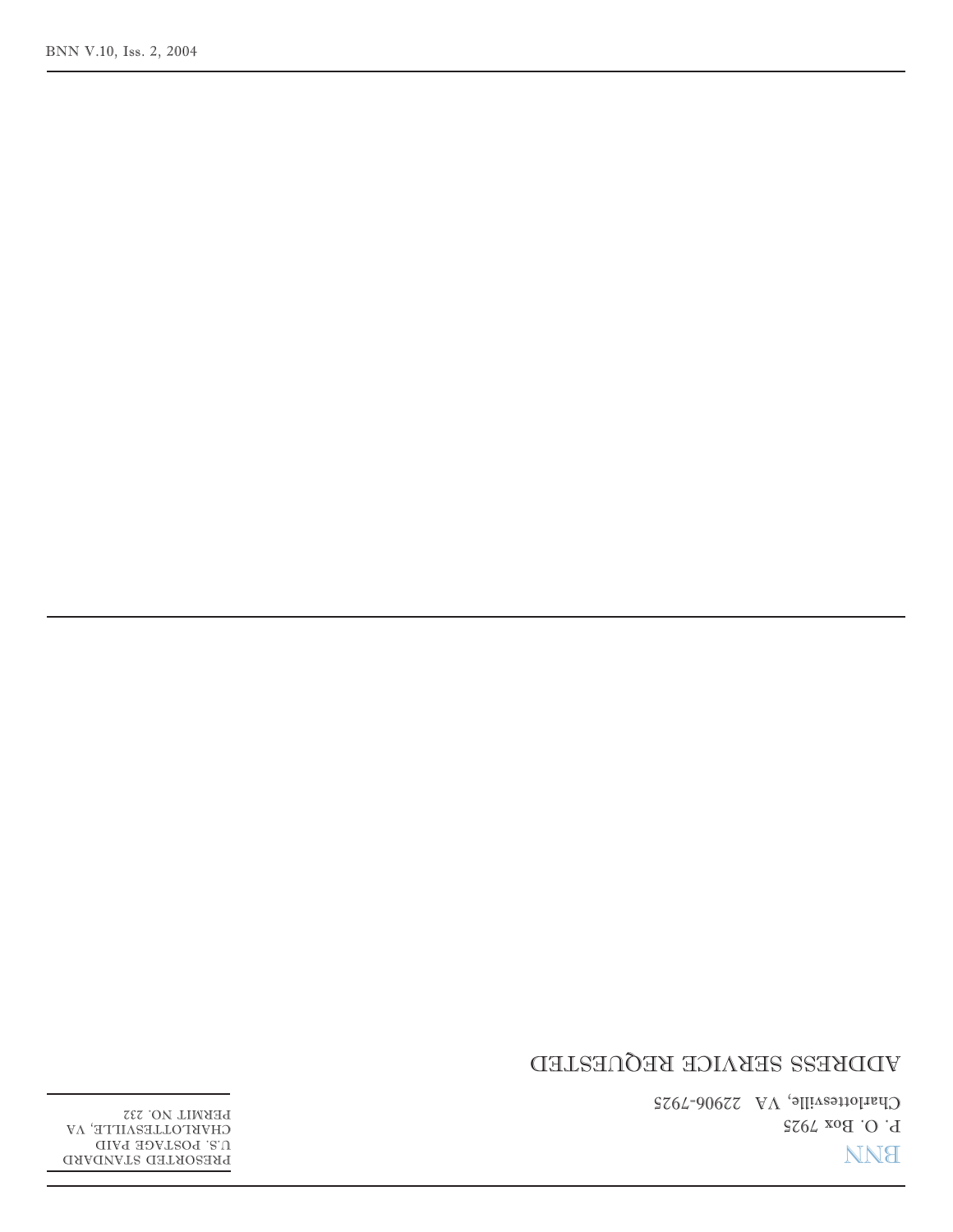ADDRESS SERVICE REQUESTED

BNN

P. O. Box 7925

Charlottesville, VA 22906-7925

PRESORTED STANDARD

U.S. POSTAGE PAID

CHARLOTTESVILLE, VA

PERMIT NO. 232